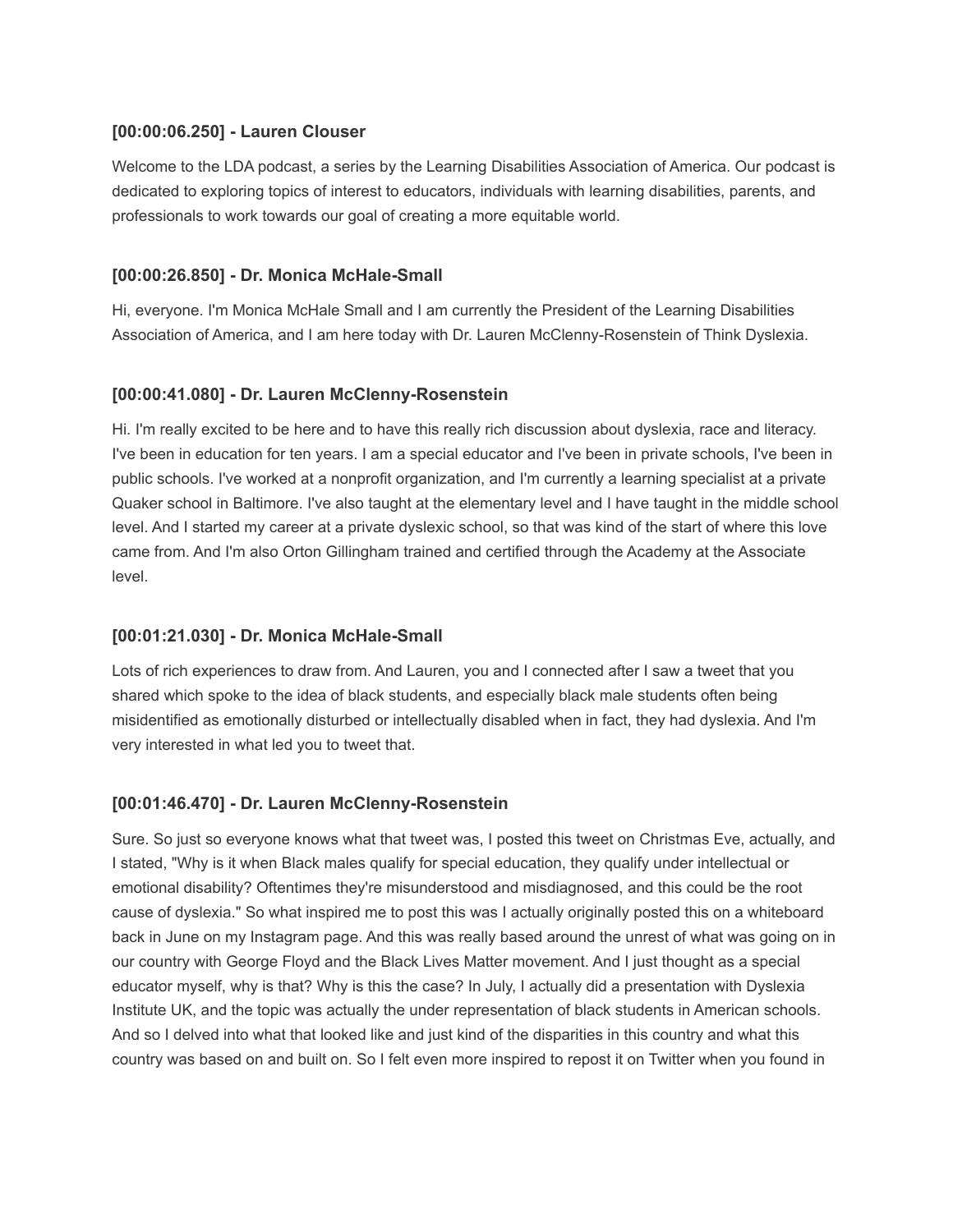**[00:00:06.250] - Lauren Clouser**

Welcome to the LDA podcast, a series by the Learning Disabilities Association of America. Our podcast is dedicated to exploring topics of interest to educators, individuals with learning disabilities, parents, and professionals to work towards our goal of creating a more equitable world.

**[00:00:26.850] - Dr. Monica McHale-Small**

Hi, everyone. I'm Monica McHale Small and I am currently the President of the Learning Disabilities Association of America, and I am here today with Dr. Lauren McClenny-Rosenstein of Think Dyslexia.

**[00:00:41.080] - Dr. Lauren McClenny-Rosenstein**

Hi. I'm really excited to be here and to have this really rich discussion about dyslexia, race and literacy. I've been in education for ten years. I am a special educator and I've been in private schools, I've been in public schools. I've worked at a nonprofit organization, and I'm currently a learning specialist at a private Quaker school in Baltimore. I've also taught at the elementary level and I have taught in the middle school level. And I started my career at a private dyslexic school, so that was kind of the start of where this love came from. And I'm also Orton Gillingham trained and certified through the Academy at the Associate level.

**[00:01:21.030] - Dr. Monica McHale-Small**

Lots of rich experiences to draw from. And Lauren, you and I connected after I saw a tweet that you shared which spoke to the idea of black students, and especially black male students often being misidentified as emotionally disturbed or intellectually disabled when in fact, they had dyslexia. And I'm very interested in what led you to tweet that.

**[00:01:46.470] - Dr. Lauren McClenny-Rosenstein**

Sure. So just so everyone knows what that tweet was, I posted this tweet on Christmas Eve, actually, and I stated, "Why is it when Black males qualify for special education, they qualify under intellectual or emotional disability? Oftentimes they're misunderstood and misdiagnosed, and this could be the root cause of dyslexia." So what inspired me to post this was I actually originally posted this on a whiteboard back in June on my Instagram page. And this was really based around the unrest of what was going on in our country with George Floyd and the Black Lives Matter movement. And I just thought as a special educator myself, why is that? Why is this the case? In July, I actually did a presentation with Dyslexia Institute UK, and the topic was actually the under representation of black students in American schools. And so I delved into what that looked like and just kind of the disparities in this country and what this country was based on and built on. So I felt even more inspired to repost it on Twitter when you found in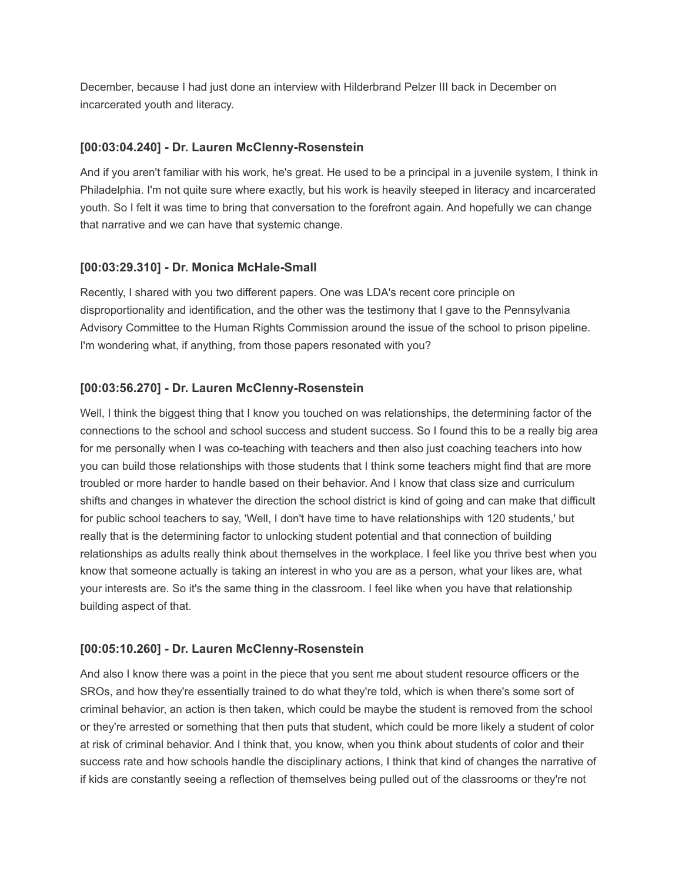December, because I had just done an interview with Hilderbrand Pelzer III back in December on incarcerated youth and literacy.

### [00:03:04.240] - Dr. Lauren McClenny-Rosenstein

And if you aren't familiar with his work, he's great. He used to be a principal in a juvenile system, I think in Philadelphia. I'm not quite sure where exactly, but his work is heavily steeped in literacy and incarcerated youth. So I felt it was time to bring that conversation to the forefront again. And hopefully we can change that narrative and we can have that systemic change.

### [00:03:29.310] - Dr. Monica McHale-Small

Recently, I shared with you two different papers. One was LDA's recent core principle on disproportionality and identification, and the other was the testimony that I gave to the Pennsylvania Advisory Committee to the Human Rights Commission around the issue of the school to prison pipeline. I'm wondering what, if anything, from those papers resonated with you?

### [00:03:56.270] - Dr. Lauren McClenny-Rosenstein

Well, I think the biggest thing that I know you touched on was relationships, the determining factor of the connections to the school and school success and student success. So I found this to be a really big area for me personally when I was co-teaching with teachers and then also just coaching teachers into how you can build those relationships with those students that I think some teachers might find that are more troubled or more harder to handle based on their behavior. And I know that class size and curriculum shifts and changes in whatever the direction the school district is kind of going and can make that difficult for public school teachers to say, 'Well, I don't have time to have relationships with 120 students,' but really that is the determining factor to unlocking student potential and that connection of building relationships as adults really think about themselves in the workplace. I feel like you thrive best when you know that someone actually is taking an interest in who you are as a person, what your likes are, what your interests are. So it's the same thing in the classroom. I feel like when you have that relationship building aspect of that.

### [00:05:10.260] - Dr. Lauren McClenny-Rosenstein

And also I know there was a point in the piece that you sent me about student resource officers or the SROs, and how they're essentially trained to do what they're told, which is when there's some sort of criminal behavior, an action is then taken, which could be maybe the student is removed from the school or they're arrested or something that then puts that student, which could be more likely a student of color at risk of criminal behavior. And I think that, you know, when you think about students of color and their success rate and how schools handle the disciplinary actions, I think that kind of changes the narrative of if kids are constantly seeing a reflection of themselves being pulled out of the classrooms or they're not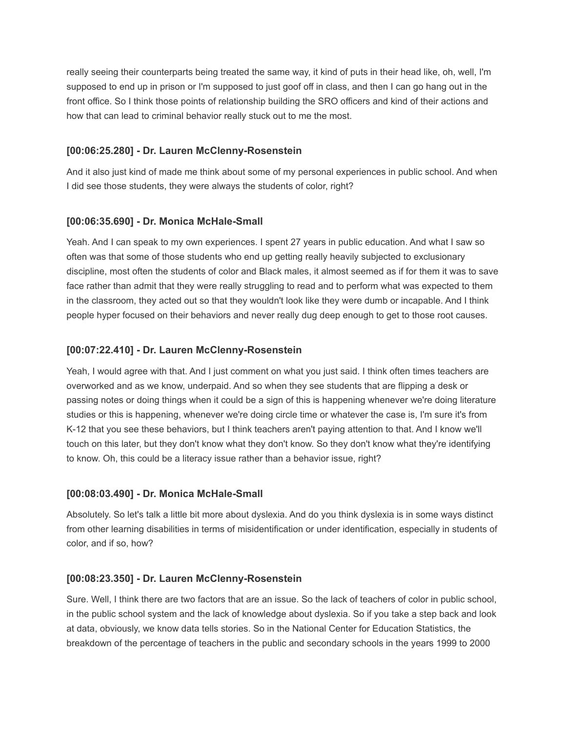really seeing their counterparts being treated the same way, it kind of puts in their head like, oh, well, I'm supposed to end up in prison or I'm supposed to just goof off in class, and then I can go hang out in the front office. So I think those points of relationship building the SRO officers and kind of their actions and how that can lead to criminal behavior really stuck out to me the most.

### [00:06:25.280] - Dr. Lauren McClenny-Rosenstein

And it also just kind of made me think about some of my personal experiences in public school. And when I did see those students, they were always the students of color, right?

### [00:06:35.690] - Dr. Monica McHale-Small

Yeah. And I can speak to my own experiences. I spent 27 years in public education. And what I saw so often was that some of those students who end up getting really heavily subjected to exclusionary discipline, most often the students of color and Black males, it almost seemed as if for them it was to save face rather than admit that they were really struggling to read and to perform what was expected to them in the classroom, they acted out so that they wouldn't look like they were dumb or incapable. And I think people hyper focused on their behaviors and never really dug deep enough to get to those root causes.

### [00:07:22.410] - Dr. Lauren McClenny-Rosenstein

Yeah, I would agree with that. And I just comment on what you just said. I think often times teachers are overworked and as we know, underpaid. And so when they see students that are flipping a desk or passing notes or doing things when it could be a sign of this is happening whenever we're doing literature studies or this is happening, whenever we're doing circle time or whatever the case is, I'm sure it's from K-12 that you see these behaviors, but I think teachers aren't paying attention to that. And I know we'll touch on this later, but they don't know what they don't know. So they don't know what they're identifying to know. Oh, this could be a literacy issue rather than a behavior issue, right?

### [00:08:03.490] - Dr. Monica McHale-Small

Absolutely. So let's talk a little bit more about dyslexia. And do you think dyslexia is in some ways distinct from other learning disabilities in terms of misidentification or under identification, especially in students of color, and if so, how?

### [00:08:23.350] - Dr. Lauren McClenny-Rosenstein

Sure. Well, I think there are two factors that are an issue. So the lack of teachers of color in public school, in the public school system and the lack of knowledge about dyslexia. So if you take a step back and look at data, obviously, we know data tells stories. So in the National Center for Education Statistics, the breakdown of the percentage of teachers in the public and secondary schools in the years 1999 to 2000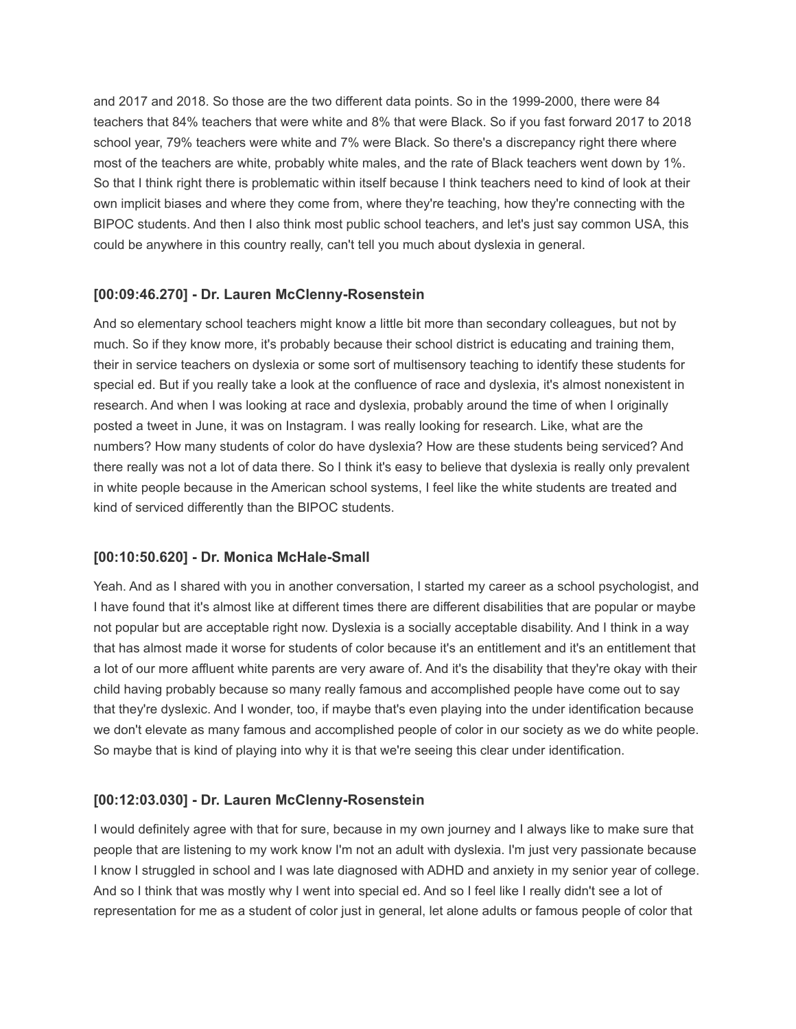and 2017 and 2018. So those are the two different data points. So in the 1999-2000, there were 84 teachers that 84% teachers that were white and 8% that were Black. So if you fast forward 2017 to 2018 school year, 79% teachers were white and 7% were Black. So there's a discrepancy right there where most of the teachers are white, probably white males, and the rate of Black teachers went down by 1%. So that I think right there is problematic within itself because I think teachers need to kind of look at their own implicit biases and where they come from, where they're teaching, how they're connecting with the BIPOC students. And then I also think most public school teachers, and let's just say common USA, this could be anywhere in this country really, can't tell you much about dyslexia in general.

### [00:09:46.270] - Dr. Lauren McClenny-Rosenstein

And so elementary school teachers might know a little bit more than secondary colleagues, but not by much. So if they know more, it's probably because their school district is educating and training them, their in service teachers on dyslexia or some sort of multisensory teaching to identify these students for special ed. But if you really take a look at the confluence of race and dyslexia, it's almost nonexistent in research. And when I was looking at race and dyslexia, probably around the time of when I originally posted a tweet in June, it was on Instagram. I was really looking for research. Like, what are the numbers? How many students of color do have dyslexia? How are these students being serviced? And there really was not a lot of data there. So I think it's easy to believe that dyslexia is really only prevalent in white people because in the American school systems, I feel like the white students are treated and kind of serviced differently than the BIPOC students.

### [00:10:50.620] - Dr. Monica McHale-Small

Yeah. And as I shared with you in another conversation, I started my career as a school psychologist, and I have found that it's almost like at different times there are different disabilities that are popular or maybe not popular but are acceptable right now. Dyslexia is a socially acceptable disability. And I think in a way that has almost made it worse for students of color because it's an entitlement and it's an entitlement that a lot of our more affluent white parents are very aware of. And it's the disability that they're okay with their child having probably because so many really famous and accomplished people have come out to say that they're dyslexic. And I wonder, too, if maybe that's even playing into the under identification because we don't elevate as many famous and accomplished people of color in our society as we do white people. So maybe that is kind of playing into why it is that we're seeing this clear under identification.

### [00:12:03.030] - Dr. Lauren McClenny-Rosenstein

I would definitely agree with that for sure, because in my own journey and I always like to make sure that people that are listening to my work know I'm not an adult with dyslexia. I'm just very passionate because I know I struggled in school and I was late diagnosed with ADHD and anxiety in my senior year of college. And so I think that was mostly why I went into special ed. And so I feel like I really didn't see a lot of representation for me as a student of color just in general, let alone adults or famous people of color that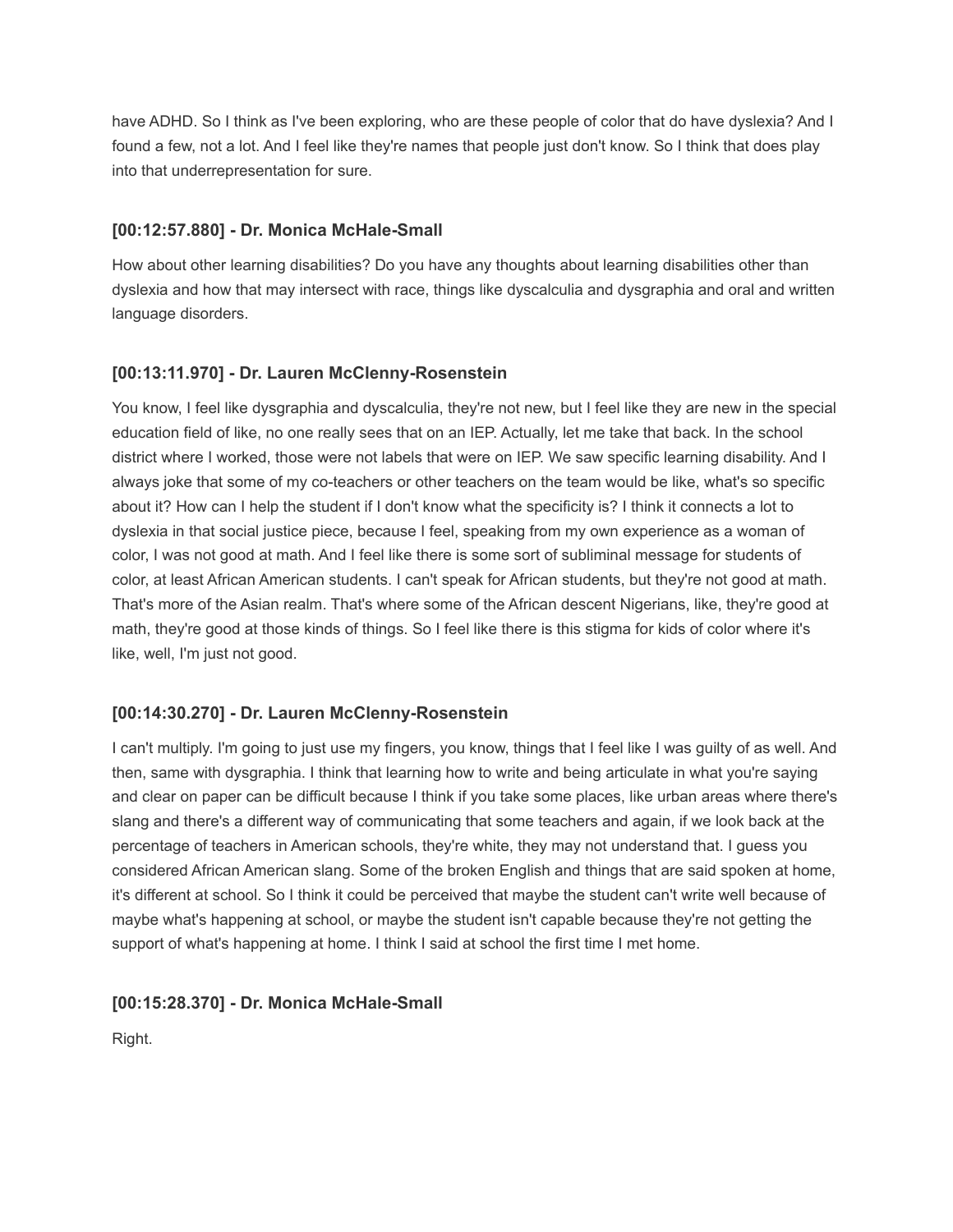have ADHD. So I think as I've been exploring, who are these people of color that do have dyslexia? And I found a few, not a lot. And I feel like they're names that people just don't know. So I think that does play into that underrepresentation for sure.

### [00:12:57.880] - Dr. Monica McHale-Small

How about other learning disabilities? Do you have any thoughts about learning disabilities other than dyslexia and how that may intersect with race, things like dyscalculia and dysgraphia and oral and written language disorders.

### [00:13:11.970] - Dr. Lauren McClenny-Rosenstein

You know, I feel like dysgraphia and dyscalculia, they're not new, but I feel like they are new in the special education field of like, no one really sees that on an IEP. Actually, let me take that back. In the school district where I worked, those were not labels that were on IEP. We saw specific learning disability. And I always joke that some of my co-teachers or other teachers on the team would be like, what's so specific about it? How can I help the student if I don't know what the specificity is? I think it connects a lot to dyslexia in that social justice piece, because I feel, speaking from my own experience as a woman of color, I was not good at math. And I feel like there is some sort of subliminal message for students of color, at least African American students. I can't speak for African students, but they're not good at math. That's more of the Asian realm. That's where some of the African descent Nigerians, like, they're good at math, they're good at those kinds of things. So I feel like there is this stigma for kids of color where it's like, well, I'm just not good.

### [00:14:30.270] - Dr. Lauren McClenny-Rosenstein

I can't multiply. I'm going to just use my fingers, you know, things that I feel like I was guilty of as well. And then, same with dysgraphia. I think that learning how to write and being articulate in what you're saying and clear on paper can be difficult because I think if you take some places, like urban areas where there's slang and there's a different way of communicating that some teachers and again, if we look back at the percentage of teachers in American schools, they're white, they may not understand that. I guess you considered African American slang. Some of the broken English and things that are said spoken at home, it's different at school. So I think it could be perceived that maybe the student can't write well because of maybe what's happening at school, or maybe the student isn't capable because they're not getting the support of what's happening at home. I think I said at school the first time I met home.

### [00:15:28.370] - Dr. Monica McHale-Small

Right.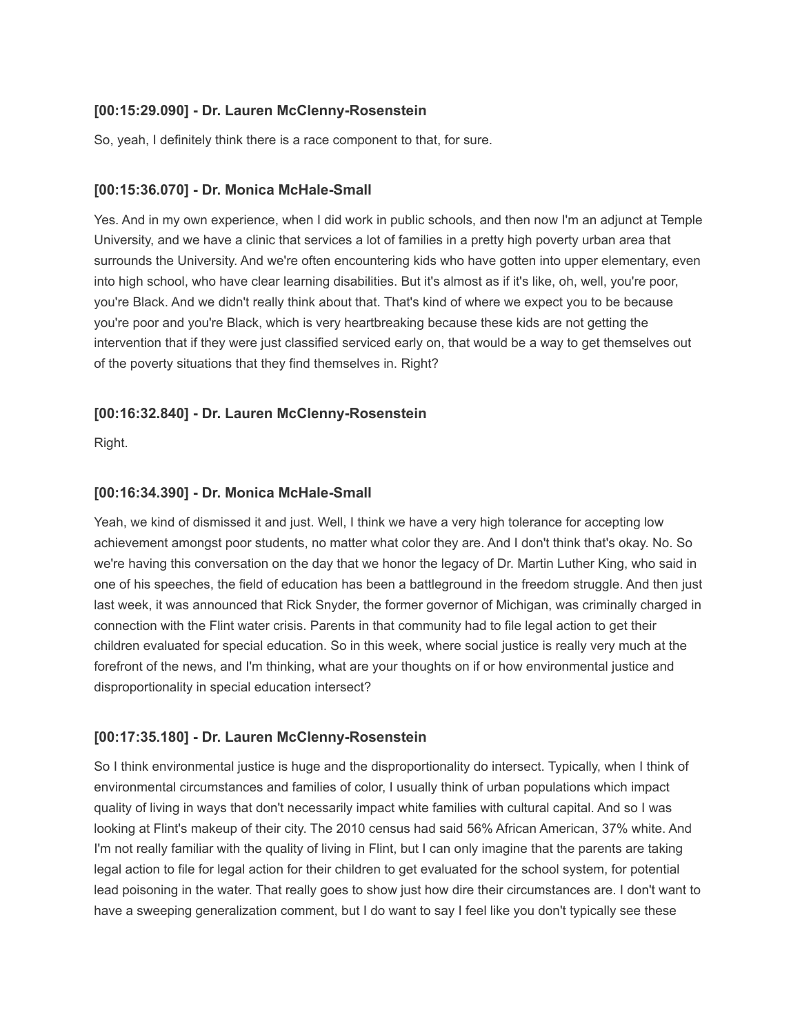### [00:15:29.090] - Dr. Lauren McClenny-Rosenstein

So, yeah, I definitely think there is a race component to that, for sure.

### [00:15:36.070] - Dr. Monica McHale-Small

Yes. And in my own experience, when I did work in public schools, and then now I'm an adjunct at Temple University, and we have a clinic that services a lot of families in a pretty high poverty urban area that surrounds the University. And we're often encountering kids who have gotten into upper elementary, even into high school, who have clear learning disabilities. But it's almost as if it's like, oh, well, you're poor, you're Black. And we didn't really think about that. That's kind of where we expect you to be because you're poor and you're Black, which is very heartbreaking because these kids are not getting the intervention that if they were just classified serviced early on, that would be a way to get themselves out of the poverty situations that they find themselves in. Right?

### [00:16:32.840] - Dr. Lauren McClenny-Rosenstein

Right.

### [00:16:34.390] - Dr. Monica McHale-Small

Yeah, we kind of dismissed it and just. Well, I think we have a very high tolerance for accepting low achievement amongst poor students, no matter what color they are. And I don't think that's okay. No. So we're having this conversation on the day that we honor the legacy of Dr. Martin Luther King, who said in one of his speeches, the field of education has been a battleground in the freedom struggle. And then just last week, it was announced that Rick Snyder, the former governor of Michigan, was criminally charged in connection with the Flint water crisis. Parents in that community had to file legal action to get their children evaluated for special education. So in this week, where social justice is really very much at the forefront of the news, and I'm thinking, what are your thoughts on if or how environmental justice and disproportionality in special education intersect?

### [00:17:35.180] - Dr. Lauren McClenny-Rosenstein

So I think environmental justice is huge and the disproportionality do intersect. Typically, when I think of environmental circumstances and families of color, I usually think of urban populations which impact quality of living in ways that don't necessarily impact white families with cultural capital. And so I was looking at Flint's makeup of their city. The 2010 census had said 56% African American, 37% white. And I'm not really familiar with the quality of living in Flint, but I can only imagine that the parents are taking legal action to file for legal action for their children to get evaluated for the school system, for potential lead poisoning in the water. That really goes to show just how dire their circumstances are. I don't want to have a sweeping generalization comment, but I do want to say I feel like you don't typically see these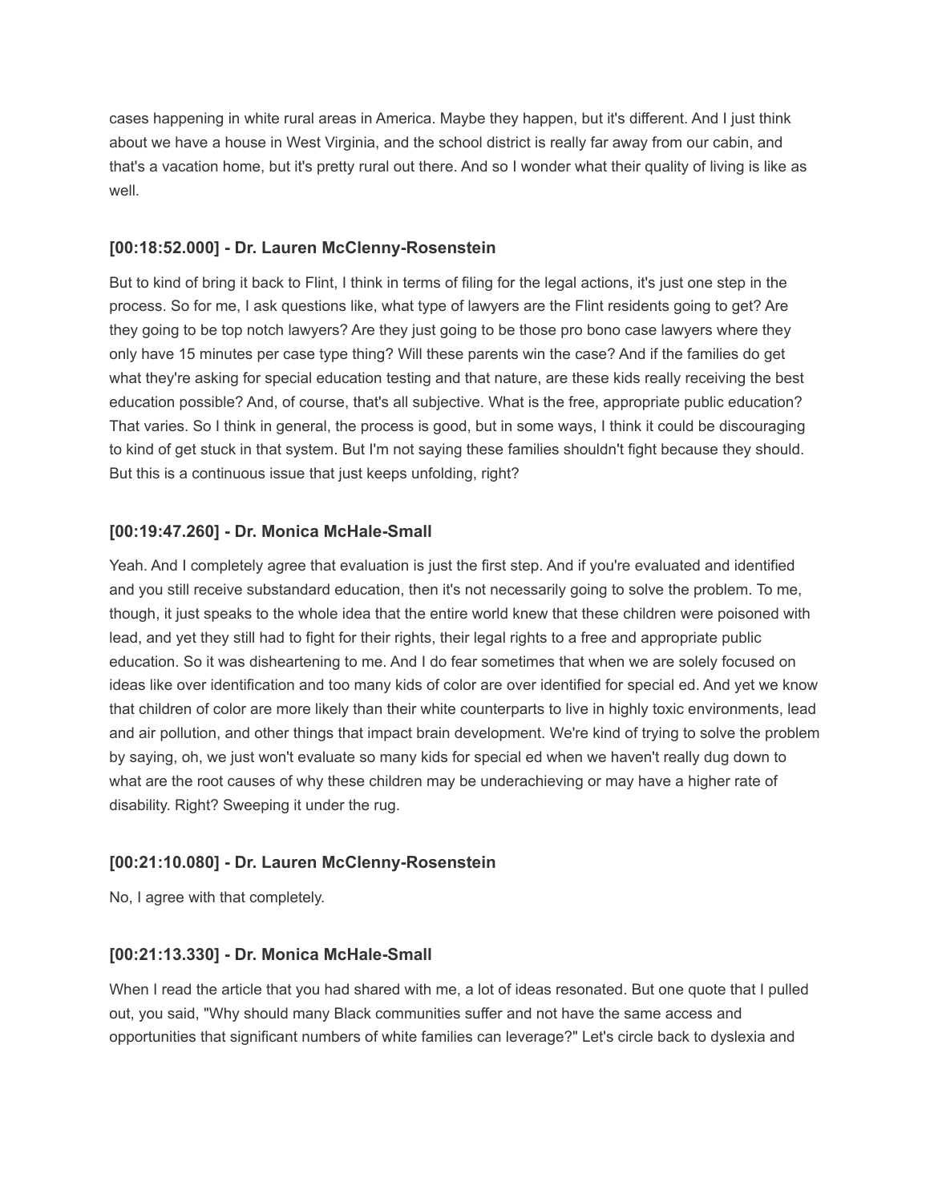cases happening in white rural areas in America. Maybe they happen, but it's different. And I just think about we have a house in West Virginia, and the school district is really far away from our cabin, and that's a vacation home, but it's pretty rural out there. And so I wonder what their quality of living is like as well.

### [00:18:52.000] - Dr. Lauren McClenny-Rosenstein

But to kind of bring it back to Flint, I think in terms of filing for the legal actions, it's just one step in the process. So for me, I ask questions like, what type of lawyers are the Flint residents going to get? Are they going to be top notch lawyers? Are they just going to be those pro bono case lawyers where they only have 15 minutes per case type thing? Will these parents win the case? And if the families do get what they're asking for special education testing and that nature, are these kids really receiving the best education possible? And, of course, that's all subjective. What is the free, appropriate public education? That varies. So I think in general, the process is good, but in some ways, I think it could be discouraging to kind of get stuck in that system. But I'm not saying these families shouldn't fight because they should. But this is a continuous issue that just keeps unfolding, right?

### [00:19:47.260] - Dr. Monica McHale-Small

Yeah. And I completely agree that evaluation is just the first step. And if you're evaluated and identified and you still receive substandard education, then it's not necessarily going to solve the problem. To me, though, it just speaks to the whole idea that the entire world knew that these children were poisoned with lead, and yet they still had to fight for their rights, their legal rights to a free and appropriate public education. So it was disheartening to me. And I do fear sometimes that when we are solely focused on ideas like over identification and too many kids of color are over identified for special ed. And yet we know that children of color are more likely than their white counterparts to live in highly toxic environments, lead and air pollution, and other things that impact brain development. We're kind of trying to solve the problem by saying, oh, we just won't evaluate so many kids for special ed when we haven't really dug down to what are the root causes of why these children may be underachieving or may have a higher rate of disability. Right? Sweeping it under the rug.

### [00:21:10.080] - Dr. Lauren McClenny-Rosenstein

No, I agree with that completely.

### [00:21:13.330] - Dr. Monica McHale-Small

When I read the article that you had shared with me, a lot of ideas resonated. But one quote that I pulled out, you said, "Why should many Black communities suffer and not have the same access and opportunities that significant numbers of white families can leverage?" Let's circle back to dyslexia and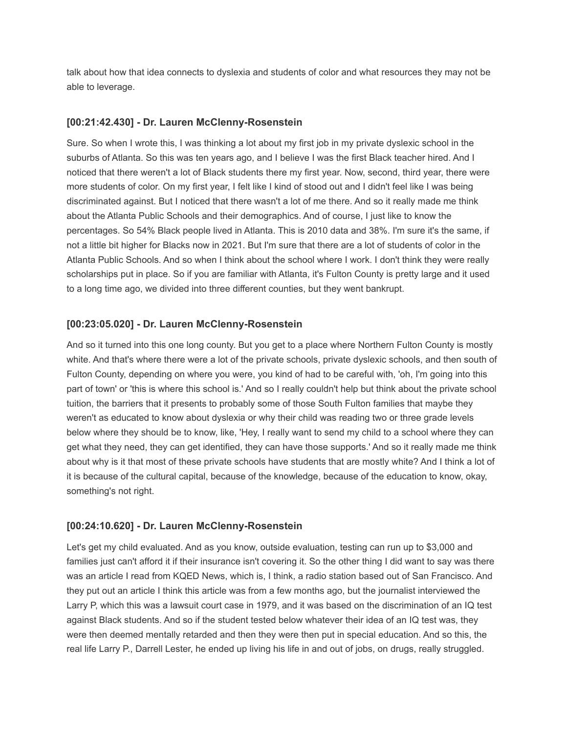talk about how that idea connects to dyslexia and students of color and what resources they may not be able to leverage.

### [00:21:42.430] - Dr. Lauren McClenny-Rosenstein

Sure. So when I wrote this, I was thinking a lot about my first job in my private dyslexic school in the suburbs of Atlanta. So this was ten years ago, and I believe I was the first Black teacher hired. And I noticed that there weren't a lot of Black students there my first year. Now, second, third year, there were more students of color. On my first year, I felt like I kind of stood out and I didn't feel like I was being discriminated against. But I noticed that there wasn't a lot of me there. And so it really made me think about the Atlanta Public Schools and their demographics. And of course, I just like to know the percentages. So 54% Black people lived in Atlanta. This is 2010 data and 38%. I'm sure it's the same, if not a little bit higher for Blacks now in 2021. But I'm sure that there are a lot of students of color in the Atlanta Public Schools. And so when I think about the school where I work. I don't think they were really scholarships put in place. So if you are familiar with Atlanta, it's Fulton County is pretty large and it used to a long time ago, we divided into three different counties, but they went bankrupt.

### [00:23:05.020] - Dr. Lauren McClenny-Rosenstein

And so it turned into this one long county. But you get to a place where Northern Fulton County is mostly white. And that's where there were a lot of the private schools, private dyslexic schools, and then south of Fulton County, depending on where you were, you kind of had to be careful with, 'oh, I'm going into this part of town' or 'this is where this school is.' And so I really couldn't help but think about the private school tuition, the barriers that it presents to probably some of those South Fulton families that maybe they weren't as educated to know about dyslexia or why their child was reading two or three grade levels below where they should be to know, like, 'Hey, I really want to send my child to a school where they can get what they need, they can get identified, they can have those supports.' And so it really made me think about why is it that most of these private schools have students that are mostly white? And I think a lot of it is because of the cultural capital, because of the knowledge, because of the education to know, okay, something's not right.

### [00:24:10.620] - Dr. Lauren McClenny-Rosenstein

Let's get my child evaluated. And as you know, outside evaluation, testing can run up to $3,000 and families just can't afford it if their insurance isn't covering it. So the other thing I did want to say was there was an article I read from KQED News, which is, I think, a radio station based out of San Francisco. And they put out an article I think this article was from a few months ago, but the journalist interviewed the Larry P, which this was a lawsuit court case in 1979, and it was based on the discrimination of an IQ test against Black students. And so if the student tested below whatever their idea of an IQ test was, they were then deemed mentally retarded and then they were then put in special education. And so this, the real life Larry P., Darrell Lester, he ended up living his life in and out of jobs, on drugs, really struggled.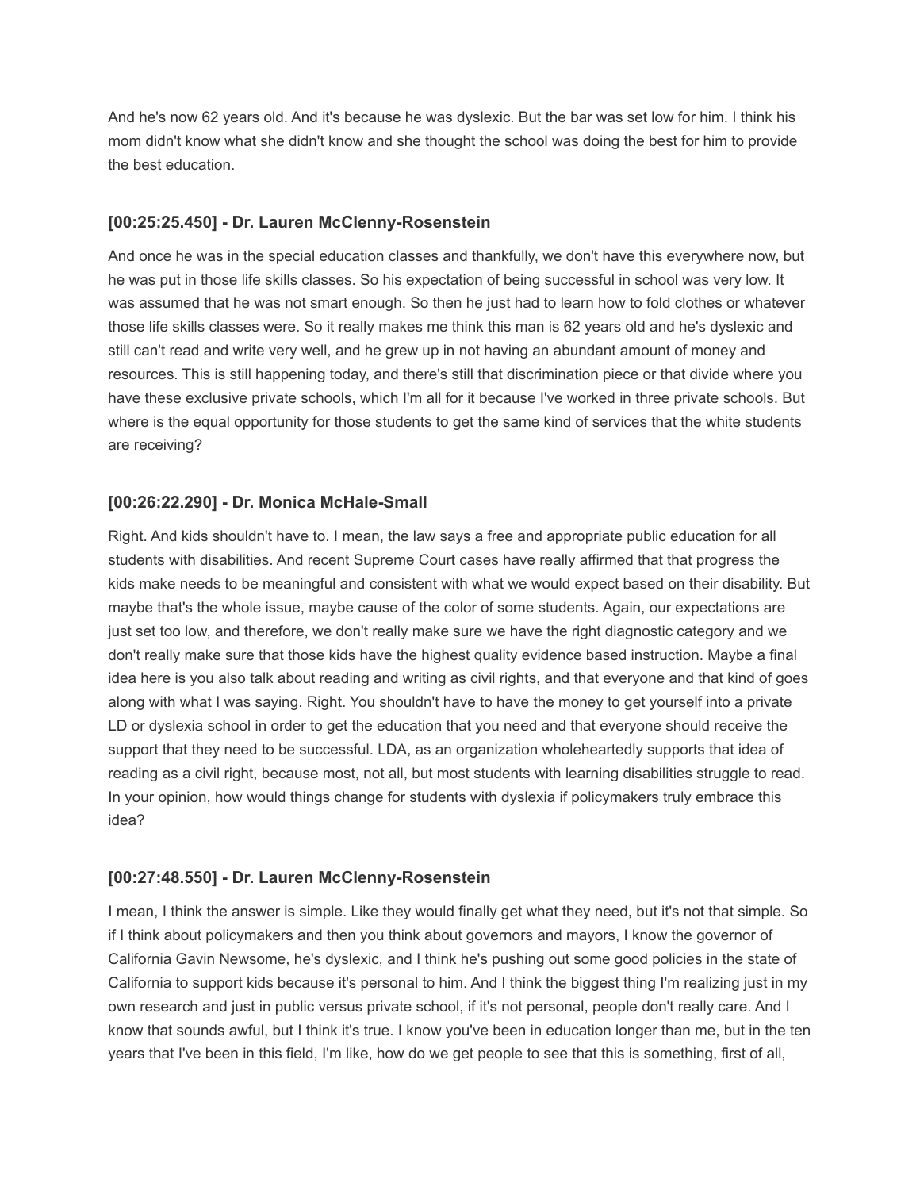And he's now 62 years old. And it's because he was dyslexic. But the bar was set low for him. I think his mom didn't know what she didn't know and she thought the school was doing the best for him to provide the best education.

### [00:25:25.450] - Dr. Lauren McClenny-Rosenstein

And once he was in the special education classes and thankfully, we don't have this everywhere now, but he was put in those life skills classes. So his expectation of being successful in school was very low. It was assumed that he was not smart enough. So then he just had to learn how to fold clothes or whatever those life skills classes were. So it really makes me think this man is 62 years old and he's dyslexic and still can't read and write very well, and he grew up in not having an abundant amount of money and resources. This is still happening today, and there's still that discrimination piece or that divide where you have these exclusive private schools, which I'm all for it because I've worked in three private schools. But where is the equal opportunity for those students to get the same kind of services that the white students are receiving?

### [00:26:22.290] - Dr. Monica McHale-Small

Right. And kids shouldn't have to. I mean, the law says a free and appropriate public education for all students with disabilities. And recent Supreme Court cases have really affirmed that that progress the kids make needs to be meaningful and consistent with what we would expect based on their disability. But maybe that's the whole issue, maybe cause of the color of some students. Again, our expectations are just set too low, and therefore, we don't really make sure we have the right diagnostic category and we don't really make sure that those kids have the highest quality evidence based instruction. Maybe a final idea here is you also talk about reading and writing as civil rights, and that everyone and that kind of goes along with what I was saying. Right. You shouldn't have to have the money to get yourself into a private LD or dyslexia school in order to get the education that you need and that everyone should receive the support that they need to be successful. LDA, as an organization wholeheartedly supports that idea of reading as a civil right, because most, not all, but most students with learning disabilities struggle to read. In your opinion, how would things change for students with dyslexia if policymakers truly embrace this idea?

### [00:27:48.550] - Dr. Lauren McClenny-Rosenstein

I mean, I think the answer is simple. Like they would finally get what they need, but it's not that simple. So if I think about policymakers and then you think about governors and mayors, I know the governor of California Gavin Newsome, he's dyslexic, and I think he's pushing out some good policies in the state of California to support kids because it's personal to him. And I think the biggest thing I'm realizing just in my own research and just in public versus private school, if it's not personal, people don't really care. And I know that sounds awful, but I think it's true. I know you've been in education longer than me, but in the ten years that I've been in this field, I'm like, how do we get people to see that this is something, first of all,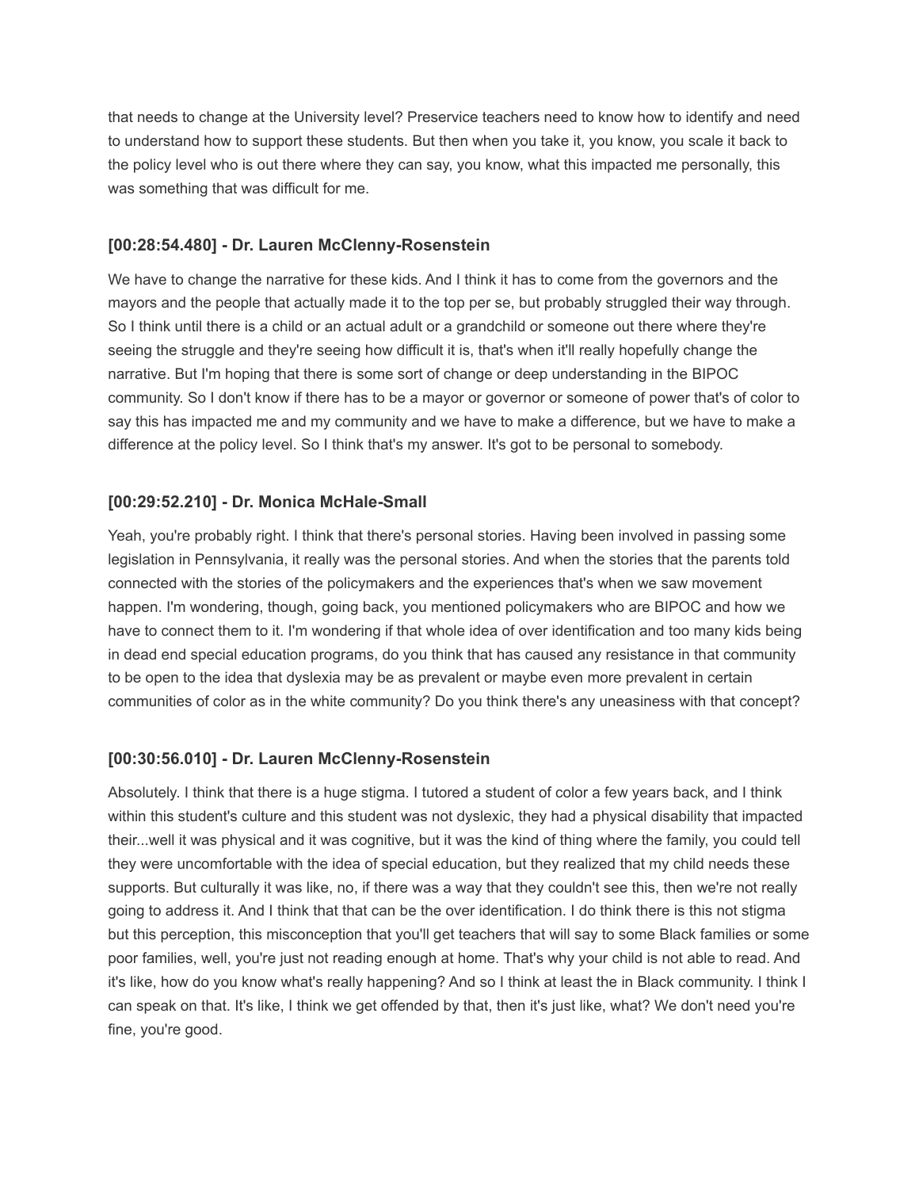that needs to change at the University level? Preservice teachers need to know how to identify and need to understand how to support these students. But then when you take it, you know, you scale it back to the policy level who is out there where they can say, you know, what this impacted me personally, this was something that was difficult for me.

### [00:28:54.480] - Dr. Lauren McClenny-Rosenstein

We have to change the narrative for these kids. And I think it has to come from the governors and the mayors and the people that actually made it to the top per se, but probably struggled their way through. So I think until there is a child or an actual adult or a grandchild or someone out there where they're seeing the struggle and they're seeing how difficult it is, that's when it'll really hopefully change the narrative. But I'm hoping that there is some sort of change or deep understanding in the BIPOC community. So I don't know if there has to be a mayor or governor or someone of power that's of color to say this has impacted me and my community and we have to make a difference, but we have to make a difference at the policy level. So I think that's my answer. It's got to be personal to somebody.

### [00:29:52.210] - Dr. Monica McHale-Small

Yeah, you're probably right. I think that there's personal stories. Having been involved in passing some legislation in Pennsylvania, it really was the personal stories. And when the stories that the parents told connected with the stories of the policymakers and the experiences that's when we saw movement happen. I'm wondering, though, going back, you mentioned policymakers who are BIPOC and how we have to connect them to it. I'm wondering if that whole idea of over identification and too many kids being in dead end special education programs, do you think that has caused any resistance in that community to be open to the idea that dyslexia may be as prevalent or maybe even more prevalent in certain communities of color as in the white community? Do you think there's any uneasiness with that concept?

### [00:30:56.010] - Dr. Lauren McClenny-Rosenstein

Absolutely. I think that there is a huge stigma. I tutored a student of color a few years back, and I think within this student's culture and this student was not dyslexic, they had a physical disability that impacted their...well it was physical and it was cognitive, but it was the kind of thing where the family, you could tell they were uncomfortable with the idea of special education, but they realized that my child needs these supports. But culturally it was like, no, if there was a way that they couldn't see this, then we're not really going to address it. And I think that that can be the over identification. I do think there is this not stigma but this perception, this misconception that you'll get teachers that will say to some Black families or some poor families, well, you're just not reading enough at home. That's why your child is not able to read. And it's like, how do you know what's really happening? And so I think at least the in Black community. I think I can speak on that. It's like, I think we get offended by that, then it's just like, what? We don't need you're fine, you're good.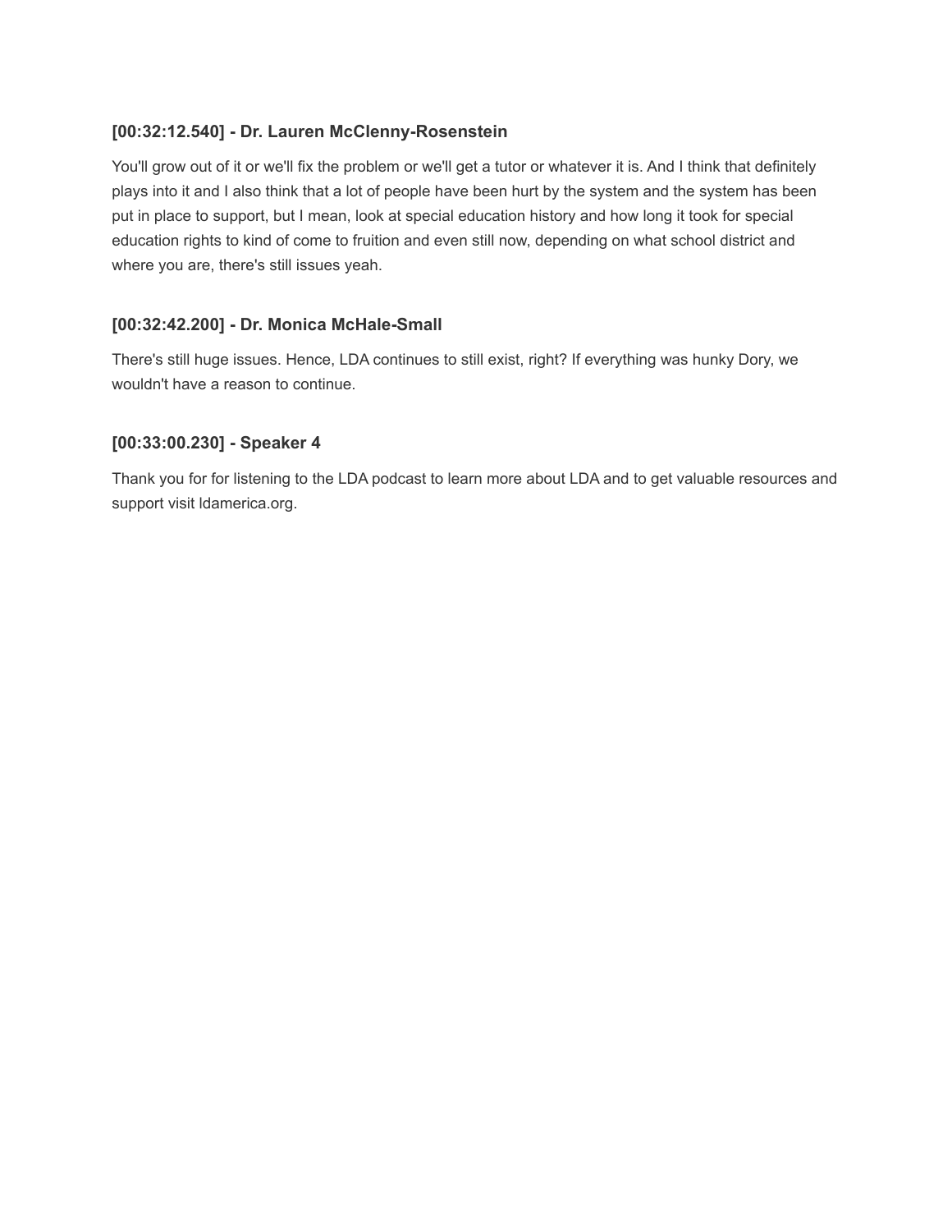### [00:32:12.540] - Dr. Lauren McClenny-Rosenstein

You'll grow out of it or we'll fix the problem or we'll get a tutor or whatever it is. And I think that definitely plays into it and I also think that a lot of people have been hurt by the system and the system has been put in place to support, but I mean, look at special education history and how long it took for special education rights to kind of come to fruition and even still now, depending on what school district and where you are, there's still issues yeah.

### [00:32:42.200] - Dr. Monica McHale-Small

There's still huge issues. Hence, LDA continues to still exist, right? If everything was hunky Dory, we wouldn't have a reason to continue.

### [00:33:00.230] - Speaker 4

Thank you for for listening to the LDA podcast to learn more about LDA and to get valuable resources and support visit ldamerica.org.